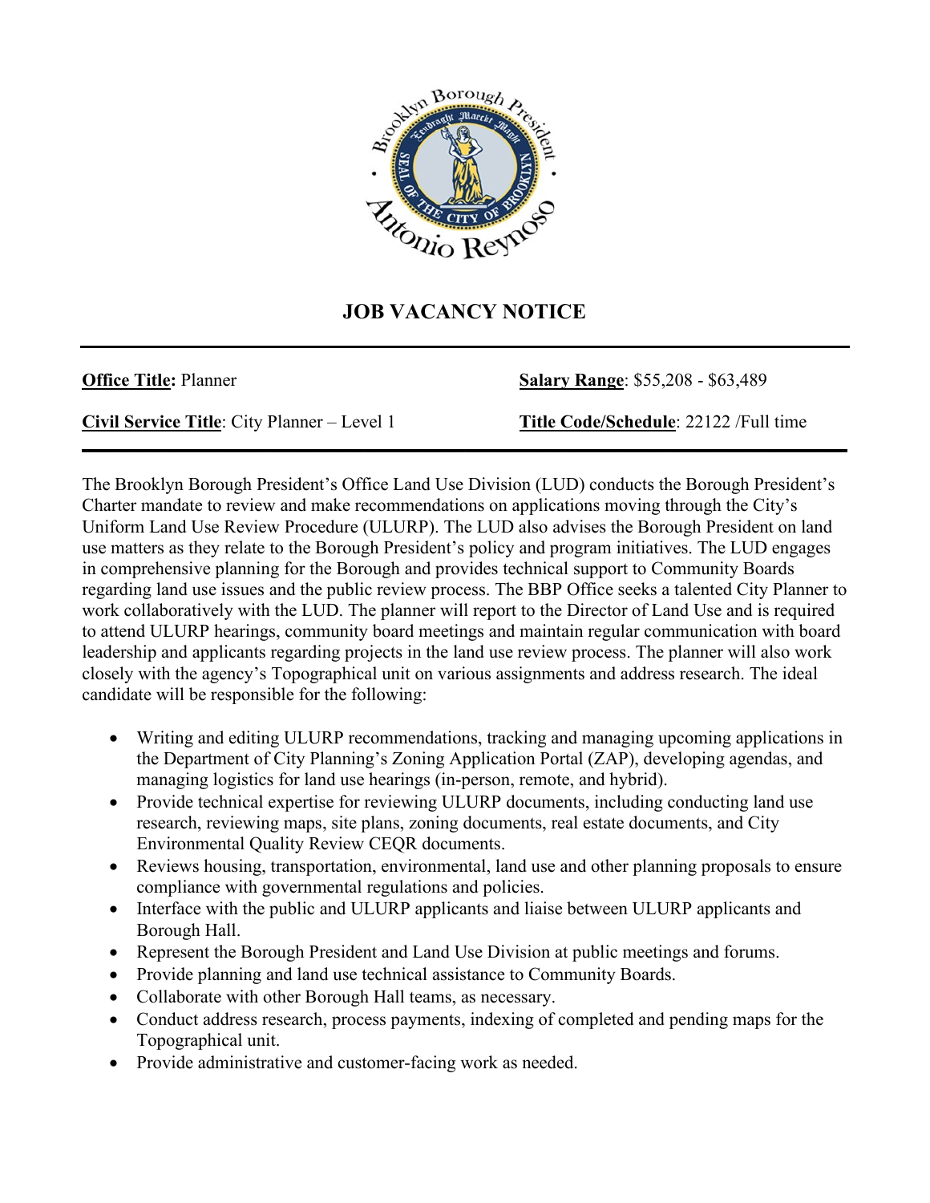# JOB VACANCY NOTICE

**Office Title:** Planner

**Salary Range**: $55,208 - $63,489

**Civil Service Title**: City Planner – Level 1

**Title Code/Schedule**: 22122 /Full time

The Brooklyn Borough President's Office Land Use Division (LUD) conducts the Borough President's Charter mandate to review and make recommendations on applications moving through the City's Uniform Land Use Review Procedure (ULURP). The LUD also advises the Borough President on land use matters as they relate to the Borough President's policy and program initiatives. The LUD engages in comprehensive planning for the Borough and provides technical support to Community Boards regarding land use issues and the public review process. The BBP Office seeks a talented City Planner to work collaboratively with the LUD. The planner will report to the Director of Land Use and is required to attend ULURP hearings, community board meetings and maintain regular communication with board leadership and applicants regarding projects in the land use review process. The planner will also work closely with the agency's Topographical unit on various assignments and address research. The ideal candidate will be responsible for the following:

- Writing and editing ULURP recommendations, tracking and managing upcoming applications in the Department of City Planning's Zoning Application Portal (ZAP), developing agendas, and managing logistics for land use hearings (in-person, remote, and hybrid).
- Provide technical expertise for reviewing ULURP documents, including conducting land use research, reviewing maps, site plans, zoning documents, real estate documents, and City Environmental Quality Review CEQR documents.
- Reviews housing, transportation, environmental, land use and other planning proposals to ensure compliance with governmental regulations and policies.
- Interface with the public and ULURP applicants and liaise between ULURP applicants and Borough Hall.
- Represent the Borough President and Land Use Division at public meetings and forums.
- Provide planning and land use technical assistance to Community Boards.
- Collaborate with other Borough Hall teams, as necessary.
- Conduct address research, process payments, indexing of completed and pending maps for the Topographical unit.
- Provide administrative and customer-facing work as needed.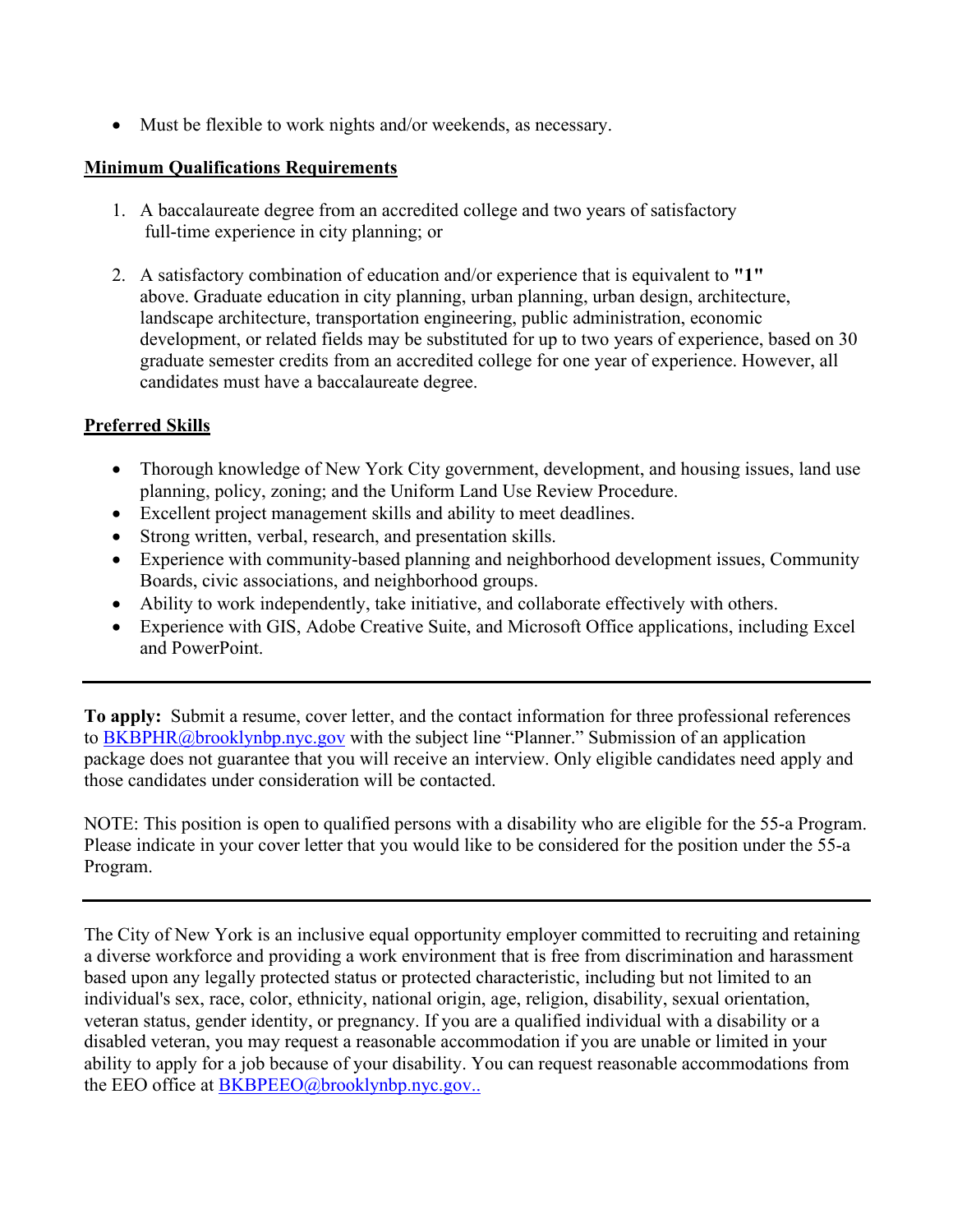- Must be flexible to work nights and/or weekends, as necessary.

**Minimum Qualifications Requirements**

1. A baccalaureate degree from an accredited college and two years of satisfactory full-time experience in city planning; or

2. A satisfactory combination of education and/or experience that is equivalent to **"1"** above. Graduate education in city planning, urban planning, urban design, architecture, landscape architecture, transportation engineering, public administration, economic development, or related fields may be substituted for up to two years of experience, based on 30 graduate semester credits from an accredited college for one year of experience. However, all candidates must have a baccalaureate degree.

**Preferred Skills**

- Thorough knowledge of New York City government, development, and housing issues, land use planning, policy, zoning; and the Uniform Land Use Review Procedure.
- Excellent project management skills and ability to meet deadlines.
- Strong written, verbal, research, and presentation skills.
- Experience with community-based planning and neighborhood development issues, Community Boards, civic associations, and neighborhood groups.
- Ability to work independently, take initiative, and collaborate effectively with others.
- Experience with GIS, Adobe Creative Suite, and Microsoft Office applications, including Excel and PowerPoint.

---

**To apply:** Submit a resume, cover letter, and the contact information for three professional references to BKBPHR@brooklynbp.nyc.gov with the subject line "Planner." Submission of an application package does not guarantee that you will receive an interview. Only eligible candidates need apply and those candidates under consideration will be contacted.

NOTE: This position is open to qualified persons with a disability who are eligible for the 55-a Program. Please indicate in your cover letter that you would like to be considered for the position under the 55-a Program.

---

The City of New York is an inclusive equal opportunity employer committed to recruiting and retaining a diverse workforce and providing a work environment that is free from discrimination and harassment based upon any legally protected status or protected characteristic, including but not limited to an individual's sex, race, color, ethnicity, national origin, age, religion, disability, sexual orientation, veteran status, gender identity, or pregnancy. If you are a qualified individual with a disability or a disabled veteran, you may request a reasonable accommodation if you are unable or limited in your ability to apply for a job because of your disability. You can request reasonable accommodations from the EEO office at BKBPEEO@brooklynbp.nyc.gov..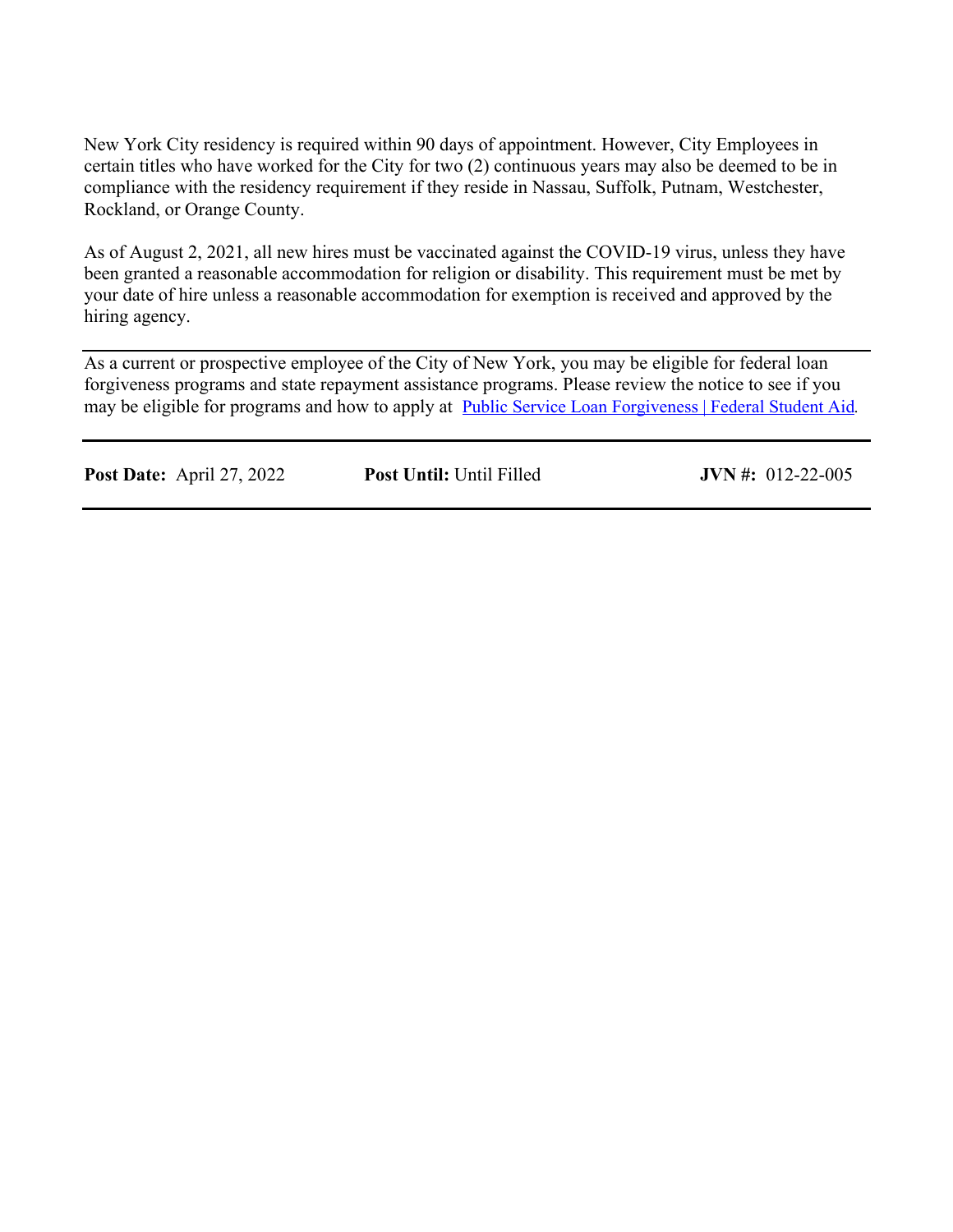New York City residency is required within 90 days of appointment. However, City Employees in certain titles who have worked for the City for two (2) continuous years may also be deemed to be in compliance with the residency requirement if they reside in Nassau, Suffolk, Putnam, Westchester, Rockland, or Orange County.

As of August 2, 2021, all new hires must be vaccinated against the COVID-19 virus, unless they have been granted a reasonable accommodation for religion or disability. This requirement must be met by your date of hire unless a reasonable accommodation for exemption is received and approved by the hiring agency.

---

As a current or prospective employee of the City of New York, you may be eligible for federal loan forgiveness programs and state repayment assistance programs. Please review the notice to see if you may be eligible for programs and how to apply at [Public Service Loan Forgiveness | Federal Student Aid](#).

---

**Post Date:** April 27, 2022 **Post Until:** Until Filled **JVN #:** 012-22-005

---